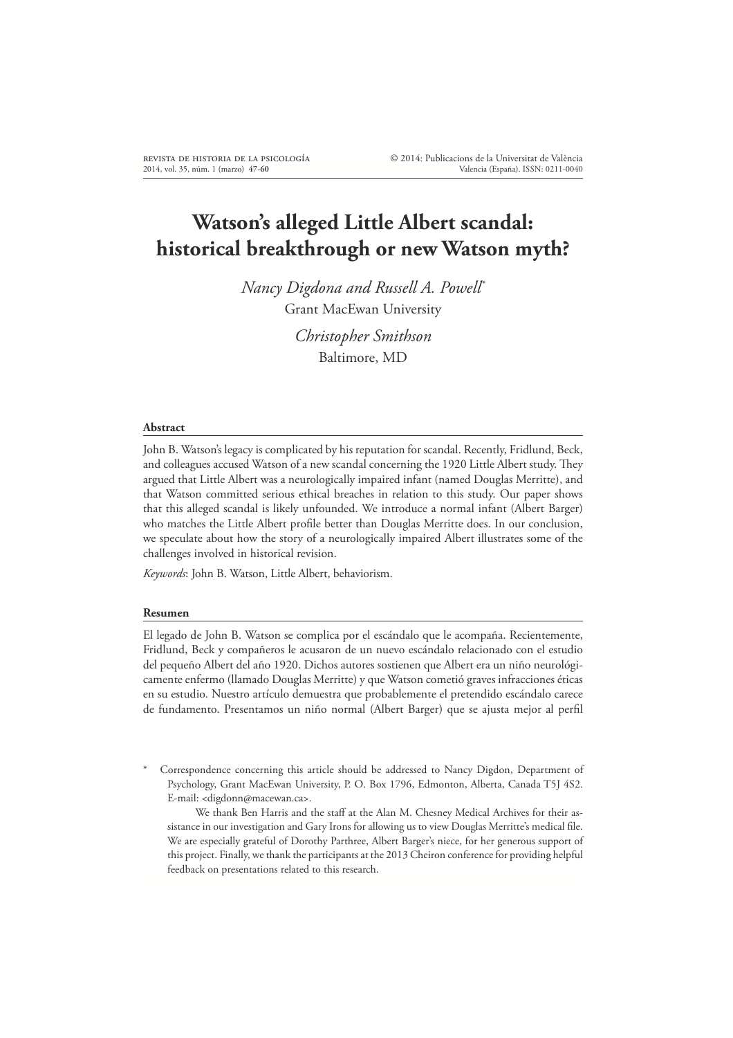# Watson's alleged Little Albert scandal: historical breakthrough or new Watson myth?

*Nancy Digdona and Russell A. Powell*\*
Grant MacEwan University

*Christopher Smithson*
Baltimore, MD

## Abstract

John B. Watson's legacy is complicated by his reputation for scandal. Recently, Fridlund, Beck, and colleagues accused Watson of a new scandal concerning the 1920 Little Albert study. They argued that Little Albert was a neurologically impaired infant (named Douglas Merritte), and that Watson committed serious ethical breaches in relation to this study. Our paper shows that this alleged scandal is likely unfounded. We introduce a normal infant (Albert Barger) who matches the Little Albert profile better than Douglas Merritte does. In our conclusion, we speculate about how the story of a neurologically impaired Albert illustrates some of the challenges involved in historical revision.

*Keywords*: John B. Watson, Little Albert, behaviorism.

## Resumen

El legado de John B. Watson se complica por el escándalo que le acompaña. Recientemente, Fridlund, Beck y compañeros le acusaron de un nuevo escándalo relacionado con el estudio del pequeño Albert del año 1920. Dichos autores sostienen que Albert era un niño neurológicamente enfermo (llamado Douglas Merritte) y que Watson cometió graves infracciones éticas en su estudio. Nuestro artículo demuestra que probablemente el pretendido escándalo carece de fundamento. Presentamos un niño normal (Albert Barger) que se ajusta mejor al perfil

---

\* Correspondence concerning this article should be addressed to Nancy Digdon, Department of Psychology, Grant MacEwan University, P. O. Box 1796, Edmonton, Alberta, Canada T5J 4S2. E-mail: <digdonn@macewan.ca>.

We thank Ben Harris and the staff at the Alan M. Chesney Medical Archives for their assistance in our investigation and Gary Irons for allowing us to view Douglas Merritte's medical file. We are especially grateful of Dorothy Parthree, Albert Barger's niece, for her generous support of this project. Finally, we thank the participants at the 2013 Cheiron conference for providing helpful feedback on presentations related to this research.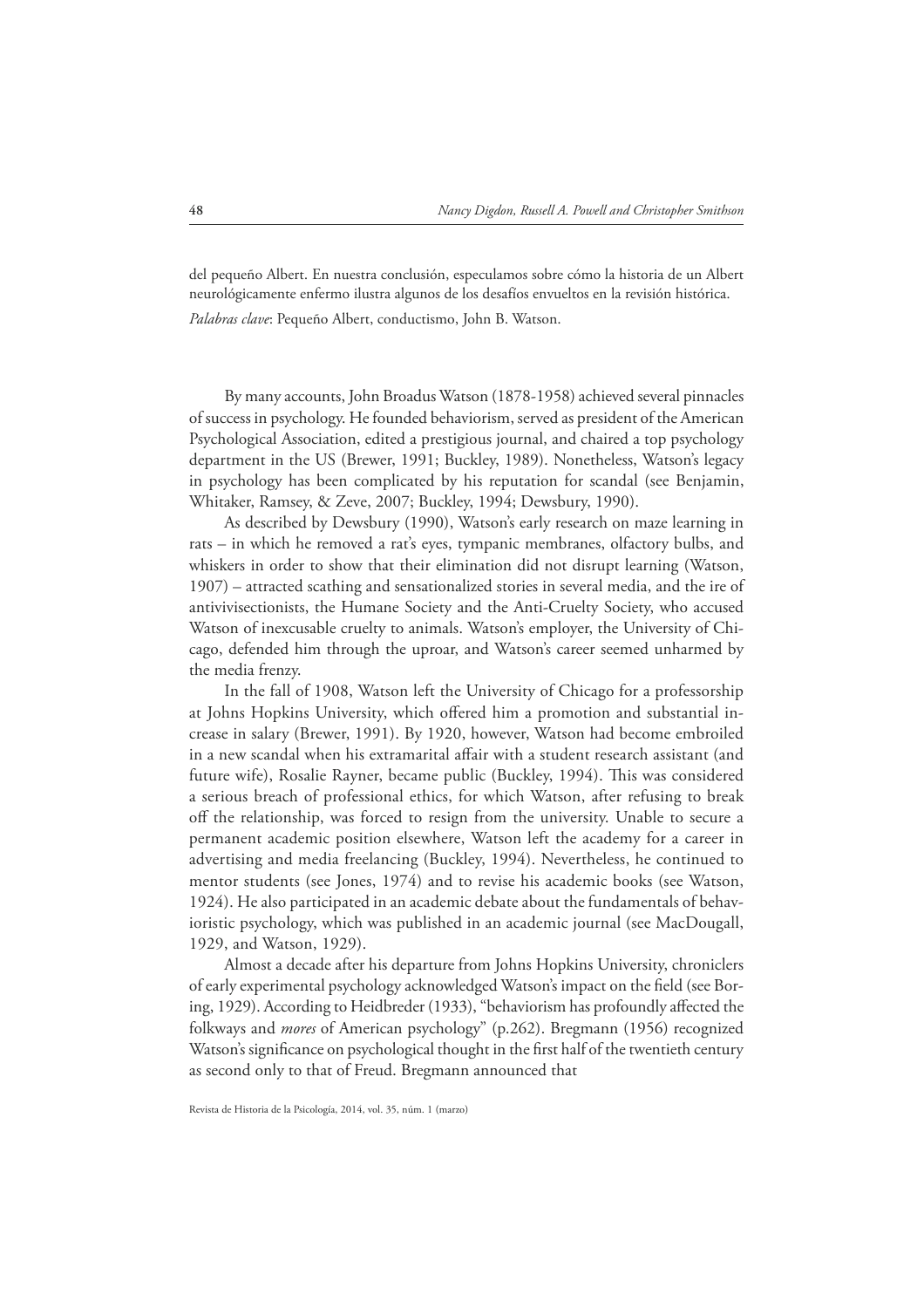del pequeño Albert. En nuestra conclusión, especulamos sobre cómo la historia de un Albert neurológicamente enfermo ilustra algunos de los desafíos envueltos en la revisión histórica.

*Palabras clave*: Pequeño Albert, conductismo, John B. Watson.

By many accounts, John Broadus Watson (1878-1958) achieved several pinnacles of success in psychology. He founded behaviorism, served as president of the American Psychological Association, edited a prestigious journal, and chaired a top psychology department in the US (Brewer, 1991; Buckley, 1989). Nonetheless, Watson's legacy in psychology has been complicated by his reputation for scandal (see Benjamin, Whitaker, Ramsey, & Zeve, 2007; Buckley, 1994; Dewsbury, 1990).

As described by Dewsbury (1990), Watson's early research on maze learning in rats – in which he removed a rat's eyes, tympanic membranes, olfactory bulbs, and whiskers in order to show that their elimination did not disrupt learning (Watson, 1907) – attracted scathing and sensationalized stories in several media, and the ire of antivivisectionists, the Humane Society and the Anti-Cruelty Society, who accused Watson of inexcusable cruelty to animals. Watson's employer, the University of Chicago, defended him through the uproar, and Watson's career seemed unharmed by the media frenzy.

In the fall of 1908, Watson left the University of Chicago for a professorship at Johns Hopkins University, which offered him a promotion and substantial increase in salary (Brewer, 1991). By 1920, however, Watson had become embroiled in a new scandal when his extramarital affair with a student research assistant (and future wife), Rosalie Rayner, became public (Buckley, 1994). This was considered a serious breach of professional ethics, for which Watson, after refusing to break off the relationship, was forced to resign from the university. Unable to secure a permanent academic position elsewhere, Watson left the academy for a career in advertising and media freelancing (Buckley, 1994). Nevertheless, he continued to mentor students (see Jones, 1974) and to revise his academic books (see Watson, 1924). He also participated in an academic debate about the fundamentals of behavioristic psychology, which was published in an academic journal (see MacDougall, 1929, and Watson, 1929).

Almost a decade after his departure from Johns Hopkins University, chroniclers of early experimental psychology acknowledged Watson's impact on the field (see Boring, 1929). According to Heidbreder (1933), "behaviorism has profoundly affected the folkways and *mores* of American psychology" (p.262). Bregmann (1956) recognized Watson's significance on psychological thought in the first half of the twentieth century as second only to that of Freud. Bregmann announced that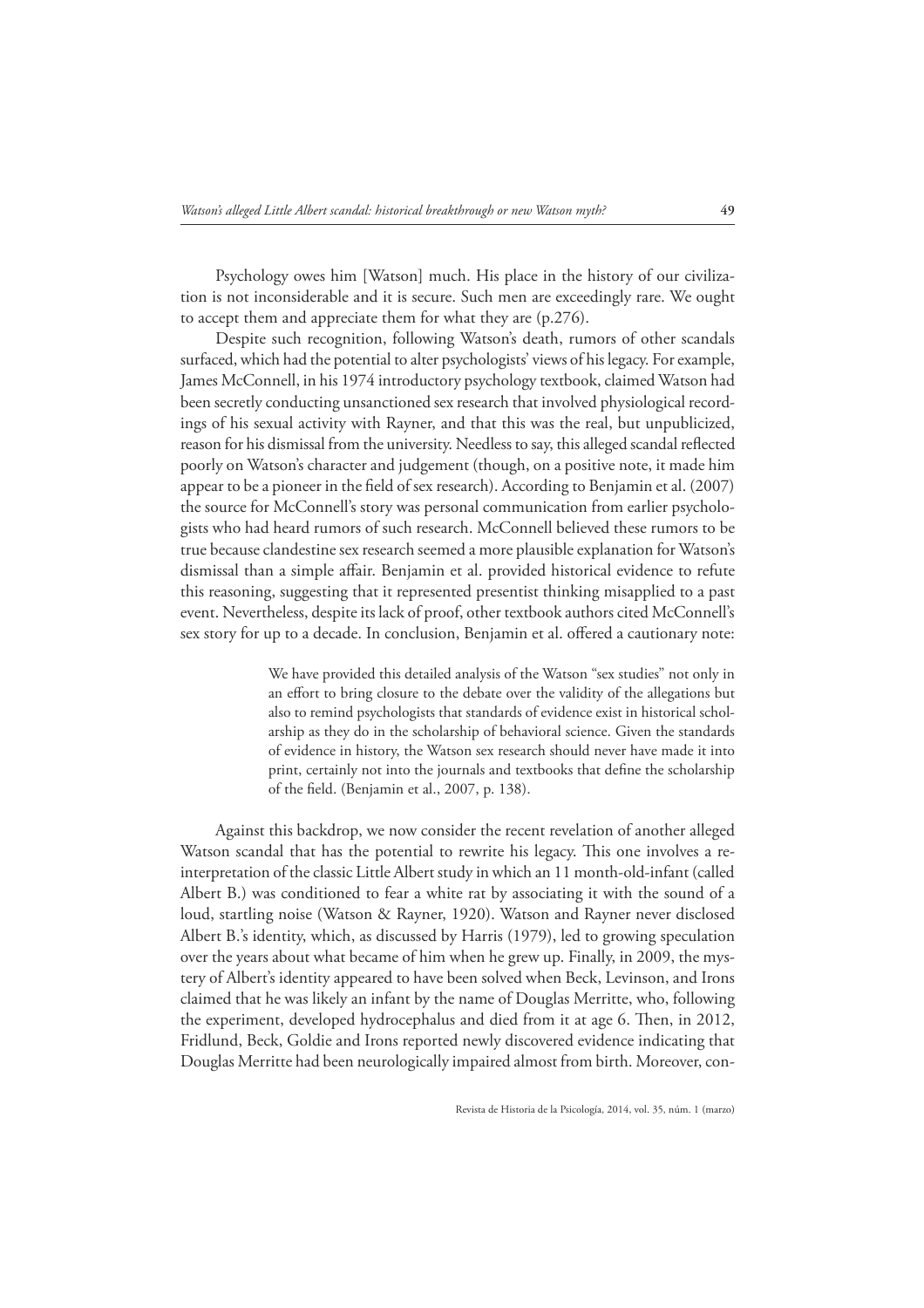Psychology owes him [Watson] much. His place in the history of our civilization is not inconsiderable and it is secure. Such men are exceedingly rare. We ought to accept them and appreciate them for what they are (p.276).

Despite such recognition, following Watson's death, rumors of other scandals surfaced, which had the potential to alter psychologists' views of his legacy. For example, James McConnell, in his 1974 introductory psychology textbook, claimed Watson had been secretly conducting unsanctioned sex research that involved physiological recordings of his sexual activity with Rayner, and that this was the real, but unpublicized, reason for his dismissal from the university. Needless to say, this alleged scandal reflected poorly on Watson's character and judgement (though, on a positive note, it made him appear to be a pioneer in the field of sex research). According to Benjamin et al. (2007) the source for McConnell's story was personal communication from earlier psychologists who had heard rumors of such research. McConnell believed these rumors to be true because clandestine sex research seemed a more plausible explanation for Watson's dismissal than a simple affair. Benjamin et al. provided historical evidence to refute this reasoning, suggesting that it represented presentist thinking misapplied to a past event. Nevertheless, despite its lack of proof, other textbook authors cited McConnell's sex story for up to a decade. In conclusion, Benjamin et al. offered a cautionary note:

> We have provided this detailed analysis of the Watson "sex studies" not only in an effort to bring closure to the debate over the validity of the allegations but also to remind psychologists that standards of evidence exist in historical scholarship as they do in the scholarship of behavioral science. Given the standards of evidence in history, the Watson sex research should never have made it into print, certainly not into the journals and textbooks that define the scholarship of the field. (Benjamin et al., 2007, p. 138).

Against this backdrop, we now consider the recent revelation of another alleged Watson scandal that has the potential to rewrite his legacy. This one involves a reinterpretation of the classic Little Albert study in which an 11 month-old-infant (called Albert B.) was conditioned to fear a white rat by associating it with the sound of a loud, startling noise (Watson & Rayner, 1920). Watson and Rayner never disclosed Albert B.'s identity, which, as discussed by Harris (1979), led to growing speculation over the years about what became of him when he grew up. Finally, in 2009, the mystery of Albert's identity appeared to have been solved when Beck, Levinson, and Irons claimed that he was likely an infant by the name of Douglas Merritte, who, following the experiment, developed hydrocephalus and died from it at age 6. Then, in 2012, Fridlund, Beck, Goldie and Irons reported newly discovered evidence indicating that Douglas Merritte had been neurologically impaired almost from birth. Moreover, con-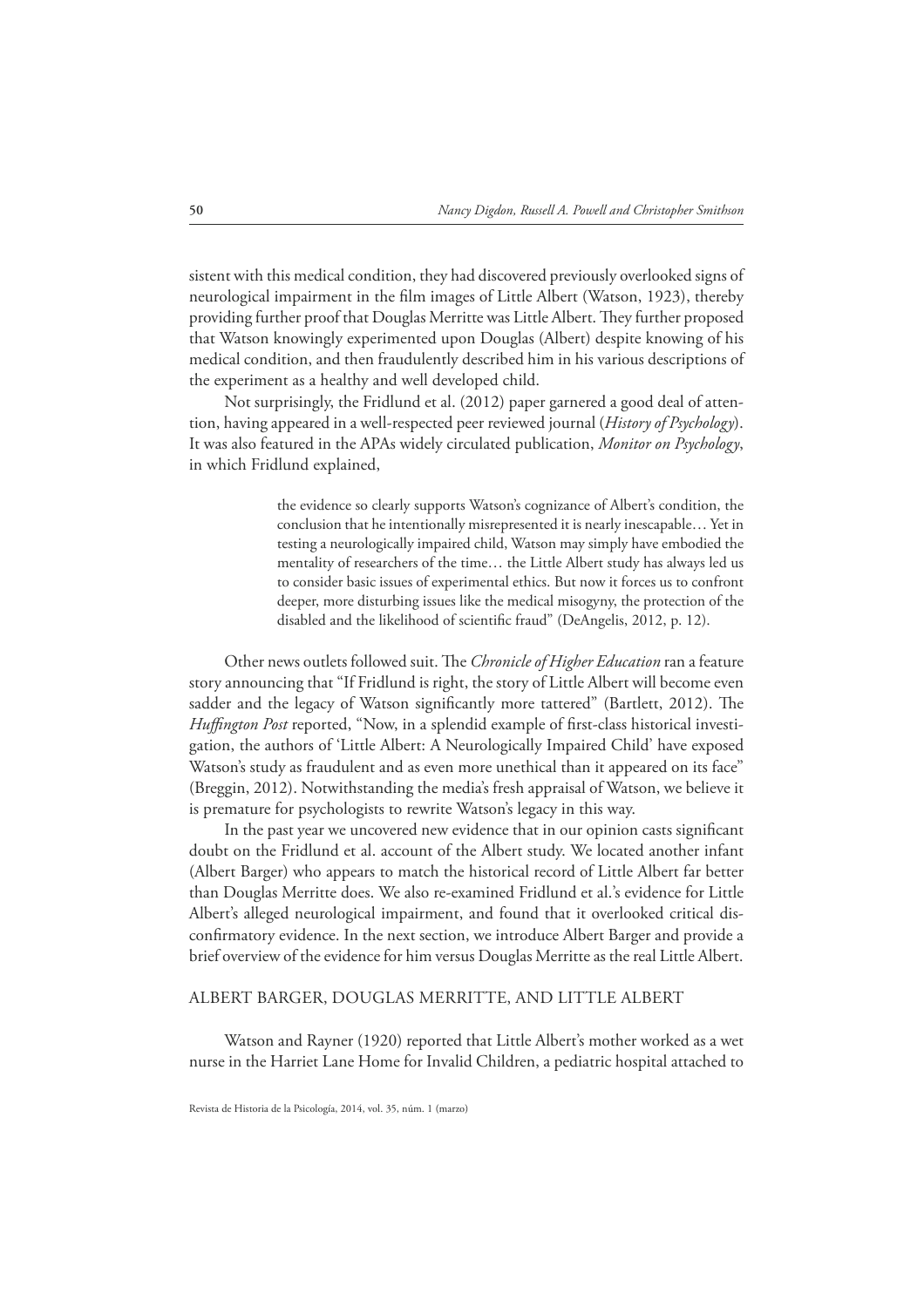sistent with this medical condition, they had discovered previously overlooked signs of neurological impairment in the film images of Little Albert (Watson, 1923), thereby providing further proof that Douglas Merritte was Little Albert. They further proposed that Watson knowingly experimented upon Douglas (Albert) despite knowing of his medical condition, and then fraudulently described him in his various descriptions of the experiment as a healthy and well developed child.

Not surprisingly, the Fridlund et al. (2012) paper garnered a good deal of attention, having appeared in a well-respected peer reviewed journal (*History of Psychology*). It was also featured in the APAs widely circulated publication, *Monitor on Psychology*, in which Fridlund explained,

> the evidence so clearly supports Watson's cognizance of Albert's condition, the conclusion that he intentionally misrepresented it is nearly inescapable… Yet in testing a neurologically impaired child, Watson may simply have embodied the mentality of researchers of the time… the Little Albert study has always led us to consider basic issues of experimental ethics. But now it forces us to confront deeper, more disturbing issues like the medical misogyny, the protection of the disabled and the likelihood of scientific fraud" (DeAngelis, 2012, p. 12).

Other news outlets followed suit. The *Chronicle of Higher Education* ran a feature story announcing that "If Fridlund is right, the story of Little Albert will become even sadder and the legacy of Watson significantly more tattered" (Bartlett, 2012). The *Huffington Post* reported, "Now, in a splendid example of first-class historical investigation, the authors of 'Little Albert: A Neurologically Impaired Child' have exposed Watson's study as fraudulent and as even more unethical than it appeared on its face" (Breggin, 2012). Notwithstanding the media's fresh appraisal of Watson, we believe it is premature for psychologists to rewrite Watson's legacy in this way.

In the past year we uncovered new evidence that in our opinion casts significant doubt on the Fridlund et al. account of the Albert study. We located another infant (Albert Barger) who appears to match the historical record of Little Albert far better than Douglas Merritte does. We also re-examined Fridlund et al.'s evidence for Little Albert's alleged neurological impairment, and found that it overlooked critical disconfirmatory evidence. In the next section, we introduce Albert Barger and provide a brief overview of the evidence for him versus Douglas Merritte as the real Little Albert.

## ALBERT BARGER, DOUGLAS MERRITTE, AND LITTLE ALBERT

Watson and Rayner (1920) reported that Little Albert's mother worked as a wet nurse in the Harriet Lane Home for Invalid Children, a pediatric hospital attached to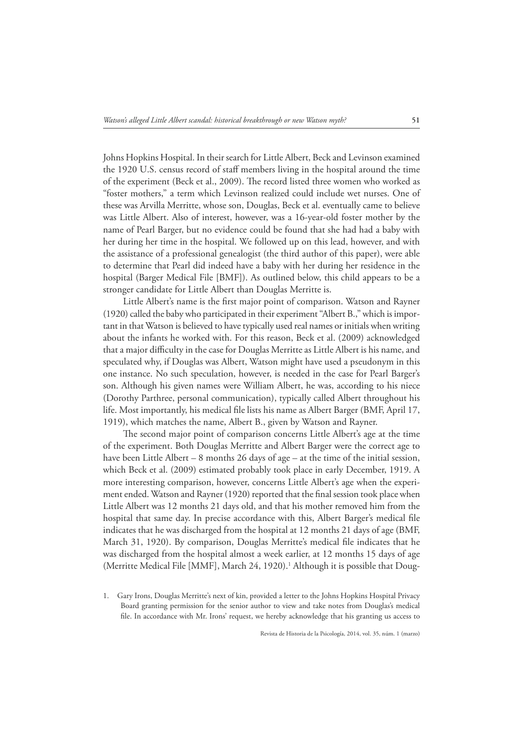Johns Hopkins Hospital. In their search for Little Albert, Beck and Levinson examined the 1920 U.S. census record of staff members living in the hospital around the time of the experiment (Beck et al., 2009). The record listed three women who worked as "foster mothers," a term which Levinson realized could include wet nurses. One of these was Arvilla Merritte, whose son, Douglas, Beck et al. eventually came to believe was Little Albert. Also of interest, however, was a 16-year-old foster mother by the name of Pearl Barger, but no evidence could be found that she had had a baby with her during her time in the hospital. We followed up on this lead, however, and with the assistance of a professional genealogist (the third author of this paper), were able to determine that Pearl did indeed have a baby with her during her residence in the hospital (Barger Medical File [BMF]). As outlined below, this child appears to be a stronger candidate for Little Albert than Douglas Merritte is.

Little Albert's name is the first major point of comparison. Watson and Rayner (1920) called the baby who participated in their experiment "Albert B.," which is important in that Watson is believed to have typically used real names or initials when writing about the infants he worked with. For this reason, Beck et al. (2009) acknowledged that a major difficulty in the case for Douglas Merritte as Little Albert is his name, and speculated why, if Douglas was Albert, Watson might have used a pseudonym in this one instance. No such speculation, however, is needed in the case for Pearl Barger's son. Although his given names were William Albert, he was, according to his niece (Dorothy Parthree, personal communication), typically called Albert throughout his life. Most importantly, his medical file lists his name as Albert Barger (BMF, April 17, 1919), which matches the name, Albert B., given by Watson and Rayner.

The second major point of comparison concerns Little Albert's age at the time of the experiment. Both Douglas Merritte and Albert Barger were the correct age to have been Little Albert – 8 months 26 days of age – at the time of the initial session, which Beck et al. (2009) estimated probably took place in early December, 1919. A more interesting comparison, however, concerns Little Albert's age when the experiment ended. Watson and Rayner (1920) reported that the final session took place when Little Albert was 12 months 21 days old, and that his mother removed him from the hospital that same day. In precise accordance with this, Albert Barger's medical file indicates that he was discharged from the hospital at 12 months 21 days of age (BMF, March 31, 1920). By comparison, Douglas Merritte's medical file indicates that he was discharged from the hospital almost a week earlier, at 12 months 15 days of age (Merritte Medical File [MMF], March 24, 1920).[1] Although it is possible that Doug-

1. Gary Irons, Douglas Merritte's next of kin, provided a letter to the Johns Hopkins Hospital Privacy Board granting permission for the senior author to view and take notes from Douglas's medical file. In accordance with Mr. Irons' request, we hereby acknowledge that his granting us access to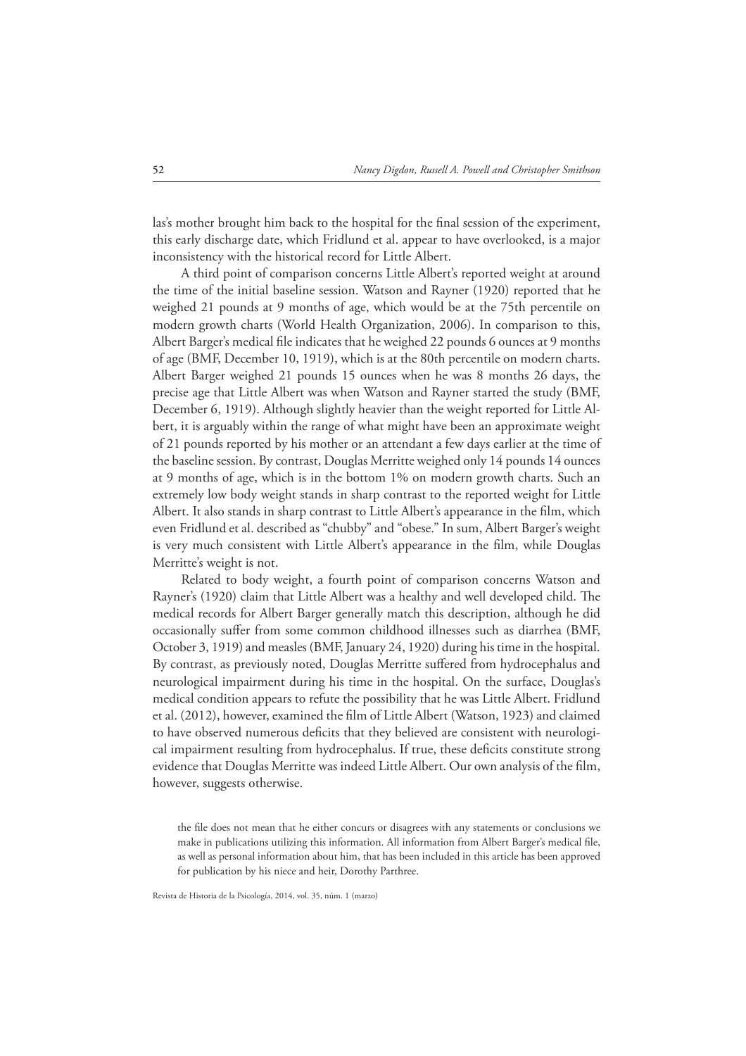las's mother brought him back to the hospital for the final session of the experiment, this early discharge date, which Fridlund et al. appear to have overlooked, is a major inconsistency with the historical record for Little Albert.

A third point of comparison concerns Little Albert's reported weight at around the time of the initial baseline session. Watson and Rayner (1920) reported that he weighed 21 pounds at 9 months of age, which would be at the 75th percentile on modern growth charts (World Health Organization, 2006). In comparison to this, Albert Barger's medical file indicates that he weighed 22 pounds 6 ounces at 9 months of age (BMF, December 10, 1919), which is at the 80th percentile on modern charts. Albert Barger weighed 21 pounds 15 ounces when he was 8 months 26 days, the precise age that Little Albert was when Watson and Rayner started the study (BMF, December 6, 1919). Although slightly heavier than the weight reported for Little Albert, it is arguably within the range of what might have been an approximate weight of 21 pounds reported by his mother or an attendant a few days earlier at the time of the baseline session. By contrast, Douglas Merritte weighed only 14 pounds 14 ounces at 9 months of age, which is in the bottom 1% on modern growth charts. Such an extremely low body weight stands in sharp contrast to the reported weight for Little Albert. It also stands in sharp contrast to Little Albert's appearance in the film, which even Fridlund et al. described as "chubby" and "obese." In sum, Albert Barger's weight is very much consistent with Little Albert's appearance in the film, while Douglas Merritte's weight is not.

Related to body weight, a fourth point of comparison concerns Watson and Rayner's (1920) claim that Little Albert was a healthy and well developed child. The medical records for Albert Barger generally match this description, although he did occasionally suffer from some common childhood illnesses such as diarrhea (BMF, October 3, 1919) and measles (BMF, January 24, 1920) during his time in the hospital. By contrast, as previously noted, Douglas Merritte suffered from hydrocephalus and neurological impairment during his time in the hospital. On the surface, Douglas's medical condition appears to refute the possibility that he was Little Albert. Fridlund et al. (2012), however, examined the film of Little Albert (Watson, 1923) and claimed to have observed numerous deficits that they believed are consistent with neurological impairment resulting from hydrocephalus. If true, these deficits constitute strong evidence that Douglas Merritte was indeed Little Albert. Our own analysis of the film, however, suggests otherwise.

the file does not mean that he either concurs or disagrees with any statements or conclusions we make in publications utilizing this information. All information from Albert Barger's medical file, as well as personal information about him, that has been included in this article has been approved for publication by his niece and heir, Dorothy Parthree.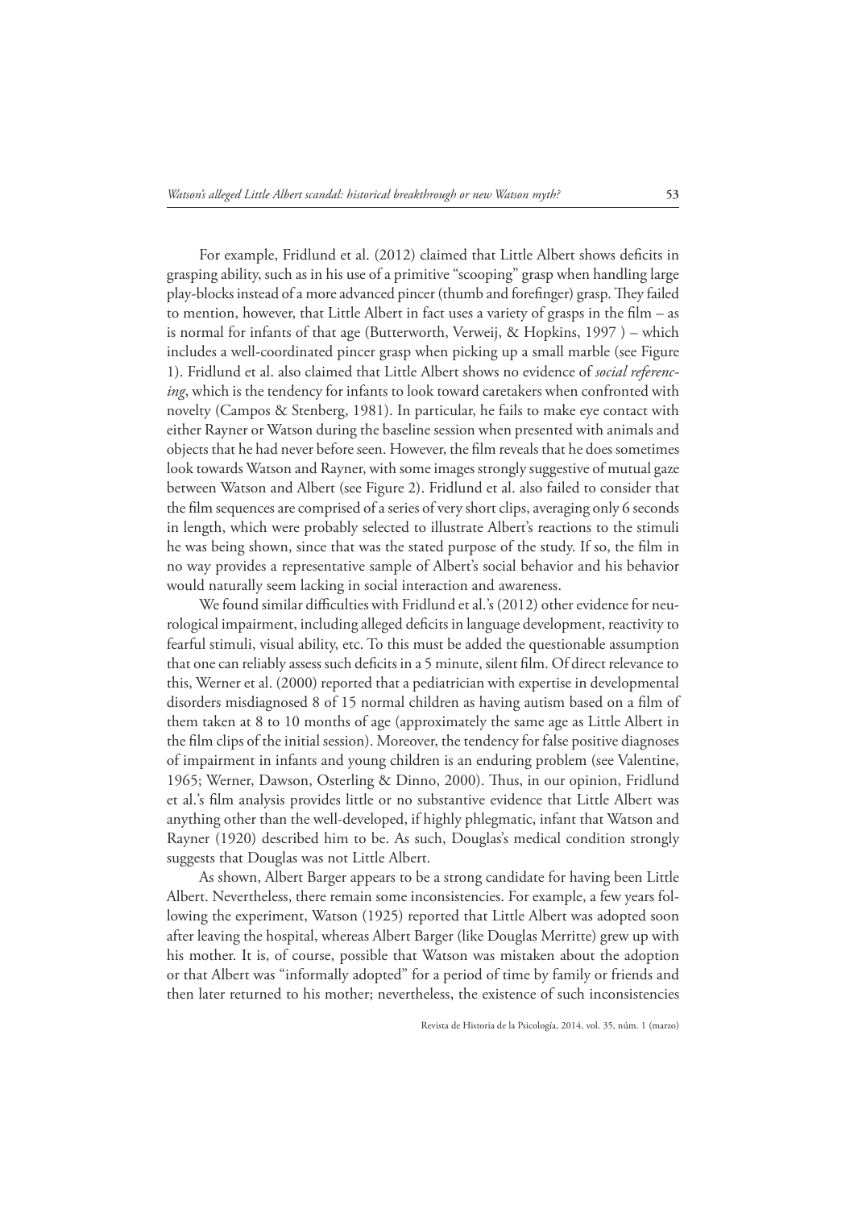For example, Fridlund et al. (2012) claimed that Little Albert shows deficits in grasping ability, such as in his use of a primitive "scooping" grasp when handling large play-blocks instead of a more advanced pincer (thumb and forefinger) grasp. They failed to mention, however, that Little Albert in fact uses a variety of grasps in the film – as is normal for infants of that age (Butterworth, Verweij, & Hopkins, 1997 ) – which includes a well-coordinated pincer grasp when picking up a small marble (see Figure 1). Fridlund et al. also claimed that Little Albert shows no evidence of *social referencing*, which is the tendency for infants to look toward caretakers when confronted with novelty (Campos & Stenberg, 1981). In particular, he fails to make eye contact with either Rayner or Watson during the baseline session when presented with animals and objects that he had never before seen. However, the film reveals that he does sometimes look towards Watson and Rayner, with some images strongly suggestive of mutual gaze between Watson and Albert (see Figure 2). Fridlund et al. also failed to consider that the film sequences are comprised of a series of very short clips, averaging only 6 seconds in length, which were probably selected to illustrate Albert's reactions to the stimuli he was being shown, since that was the stated purpose of the study. If so, the film in no way provides a representative sample of Albert's social behavior and his behavior would naturally seem lacking in social interaction and awareness.

We found similar difficulties with Fridlund et al.'s (2012) other evidence for neurological impairment, including alleged deficits in language development, reactivity to fearful stimuli, visual ability, etc. To this must be added the questionable assumption that one can reliably assess such deficits in a 5 minute, silent film. Of direct relevance to this, Werner et al. (2000) reported that a pediatrician with expertise in developmental disorders misdiagnosed 8 of 15 normal children as having autism based on a film of them taken at 8 to 10 months of age (approximately the same age as Little Albert in the film clips of the initial session). Moreover, the tendency for false positive diagnoses of impairment in infants and young children is an enduring problem (see Valentine, 1965; Werner, Dawson, Osterling & Dinno, 2000). Thus, in our opinion, Fridlund et al.'s film analysis provides little or no substantive evidence that Little Albert was anything other than the well-developed, if highly phlegmatic, infant that Watson and Rayner (1920) described him to be. As such, Douglas's medical condition strongly suggests that Douglas was not Little Albert.

As shown, Albert Barger appears to be a strong candidate for having been Little Albert. Nevertheless, there remain some inconsistencies. For example, a few years following the experiment, Watson (1925) reported that Little Albert was adopted soon after leaving the hospital, whereas Albert Barger (like Douglas Merritte) grew up with his mother. It is, of course, possible that Watson was mistaken about the adoption or that Albert was "informally adopted" for a period of time by family or friends and then later returned to his mother; nevertheless, the existence of such inconsistencies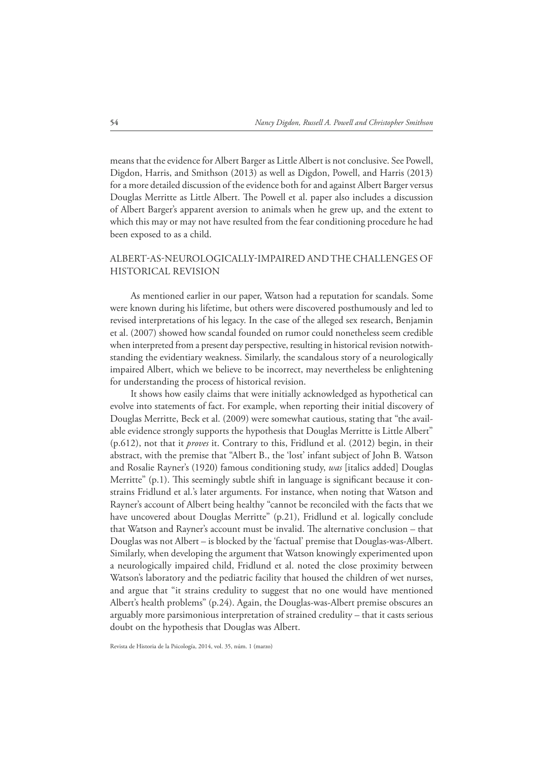means that the evidence for Albert Barger as Little Albert is not conclusive. See Powell, Digdon, Harris, and Smithson (2013) as well as Digdon, Powell, and Harris (2013) for a more detailed discussion of the evidence both for and against Albert Barger versus Douglas Merritte as Little Albert. The Powell et al. paper also includes a discussion of Albert Barger's apparent aversion to animals when he grew up, and the extent to which this may or may not have resulted from the fear conditioning procedure he had been exposed to as a child.

## ALBERT-AS-NEUROLOGICALLY-IMPAIRED AND THE CHALLENGES OF HISTORICAL REVISION

As mentioned earlier in our paper, Watson had a reputation for scandals. Some were known during his lifetime, but others were discovered posthumously and led to revised interpretations of his legacy. In the case of the alleged sex research, Benjamin et al. (2007) showed how scandal founded on rumor could nonetheless seem credible when interpreted from a present day perspective, resulting in historical revision notwithstanding the evidentiary weakness. Similarly, the scandalous story of a neurologically impaired Albert, which we believe to be incorrect, may nevertheless be enlightening for understanding the process of historical revision.

It shows how easily claims that were initially acknowledged as hypothetical can evolve into statements of fact. For example, when reporting their initial discovery of Douglas Merritte, Beck et al. (2009) were somewhat cautious, stating that "the available evidence strongly supports the hypothesis that Douglas Merritte is Little Albert" (p.612), not that it *proves* it. Contrary to this, Fridlund et al. (2012) begin, in their abstract, with the premise that "Albert B., the 'lost' infant subject of John B. Watson and Rosalie Rayner's (1920) famous conditioning study, *was* [italics added] Douglas Merritte" (p.1). This seemingly subtle shift in language is significant because it constrains Fridlund et al.'s later arguments. For instance, when noting that Watson and Rayner's account of Albert being healthy "cannot be reconciled with the facts that we have uncovered about Douglas Merritte" (p.21), Fridlund et al. logically conclude that Watson and Rayner's account must be invalid. The alternative conclusion – that Douglas was not Albert – is blocked by the 'factual' premise that Douglas-was-Albert. Similarly, when developing the argument that Watson knowingly experimented upon a neurologically impaired child, Fridlund et al. noted the close proximity between Watson's laboratory and the pediatric facility that housed the children of wet nurses, and argue that "it strains credulity to suggest that no one would have mentioned Albert's health problems" (p.24). Again, the Douglas-was-Albert premise obscures an arguably more parsimonious interpretation of strained credulity – that it casts serious doubt on the hypothesis that Douglas was Albert.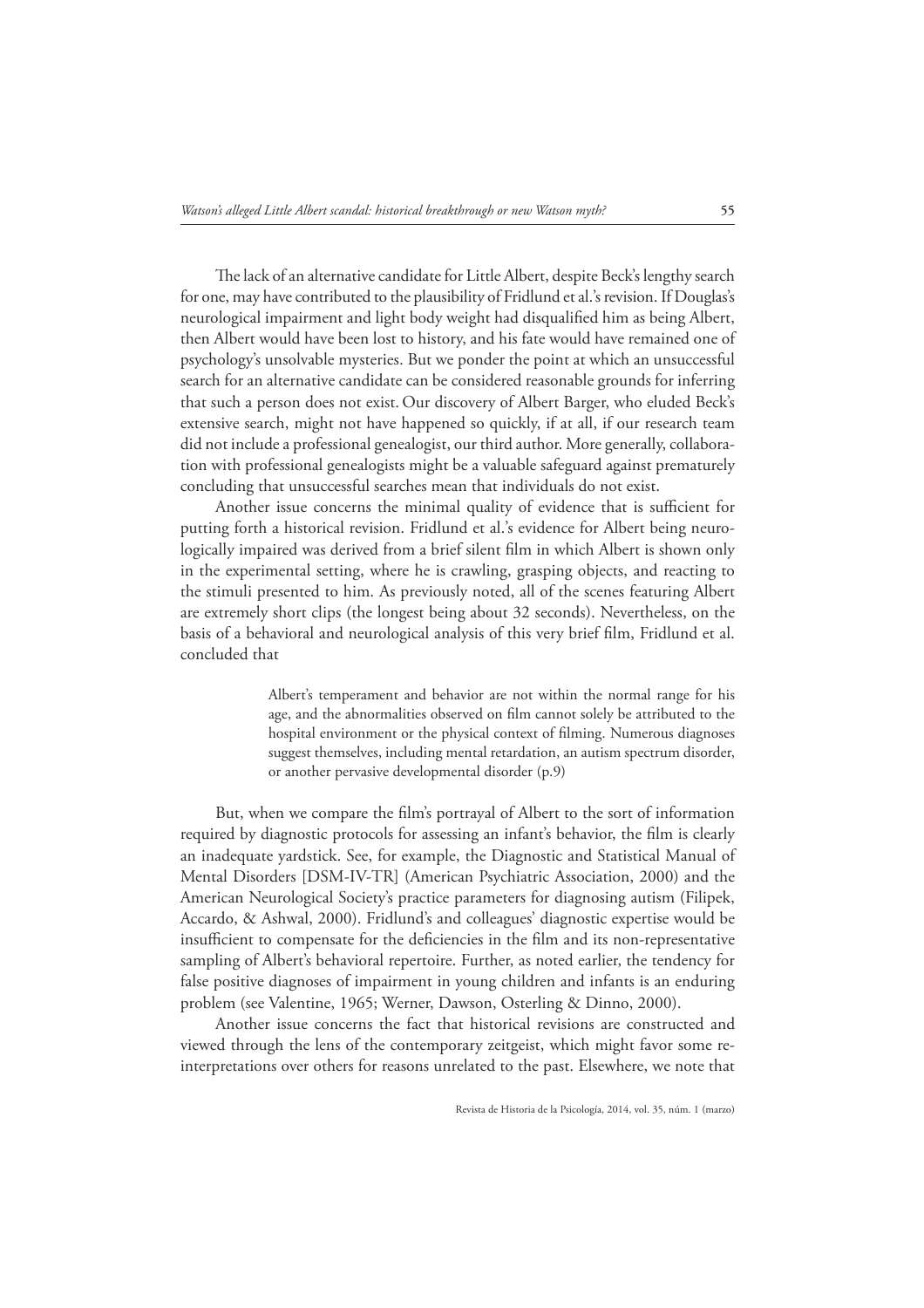The lack of an alternative candidate for Little Albert, despite Beck's lengthy search for one, may have contributed to the plausibility of Fridlund et al.'s revision. If Douglas's neurological impairment and light body weight had disqualified him as being Albert, then Albert would have been lost to history, and his fate would have remained one of psychology's unsolvable mysteries. But we ponder the point at which an unsuccessful search for an alternative candidate can be considered reasonable grounds for inferring that such a person does not exist. Our discovery of Albert Barger, who eluded Beck's extensive search, might not have happened so quickly, if at all, if our research team did not include a professional genealogist, our third author. More generally, collaboration with professional genealogists might be a valuable safeguard against prematurely concluding that unsuccessful searches mean that individuals do not exist.

Another issue concerns the minimal quality of evidence that is sufficient for putting forth a historical revision. Fridlund et al.'s evidence for Albert being neurologically impaired was derived from a brief silent film in which Albert is shown only in the experimental setting, where he is crawling, grasping objects, and reacting to the stimuli presented to him. As previously noted, all of the scenes featuring Albert are extremely short clips (the longest being about 32 seconds). Nevertheless, on the basis of a behavioral and neurological analysis of this very brief film, Fridlund et al. concluded that

> Albert's temperament and behavior are not within the normal range for his age, and the abnormalities observed on film cannot solely be attributed to the hospital environment or the physical context of filming. Numerous diagnoses suggest themselves, including mental retardation, an autism spectrum disorder, or another pervasive developmental disorder (p.9)

But, when we compare the film's portrayal of Albert to the sort of information required by diagnostic protocols for assessing an infant's behavior, the film is clearly an inadequate yardstick. See, for example, the Diagnostic and Statistical Manual of Mental Disorders [DSM-IV-TR] (American Psychiatric Association, 2000) and the American Neurological Society's practice parameters for diagnosing autism (Filipek, Accardo, & Ashwal, 2000). Fridlund's and colleagues' diagnostic expertise would be insufficient to compensate for the deficiencies in the film and its non-representative sampling of Albert's behavioral repertoire. Further, as noted earlier, the tendency for false positive diagnoses of impairment in young children and infants is an enduring problem (see Valentine, 1965; Werner, Dawson, Osterling & Dinno, 2000).

Another issue concerns the fact that historical revisions are constructed and viewed through the lens of the contemporary zeitgeist, which might favor some re-interpretations over others for reasons unrelated to the past. Elsewhere, we note that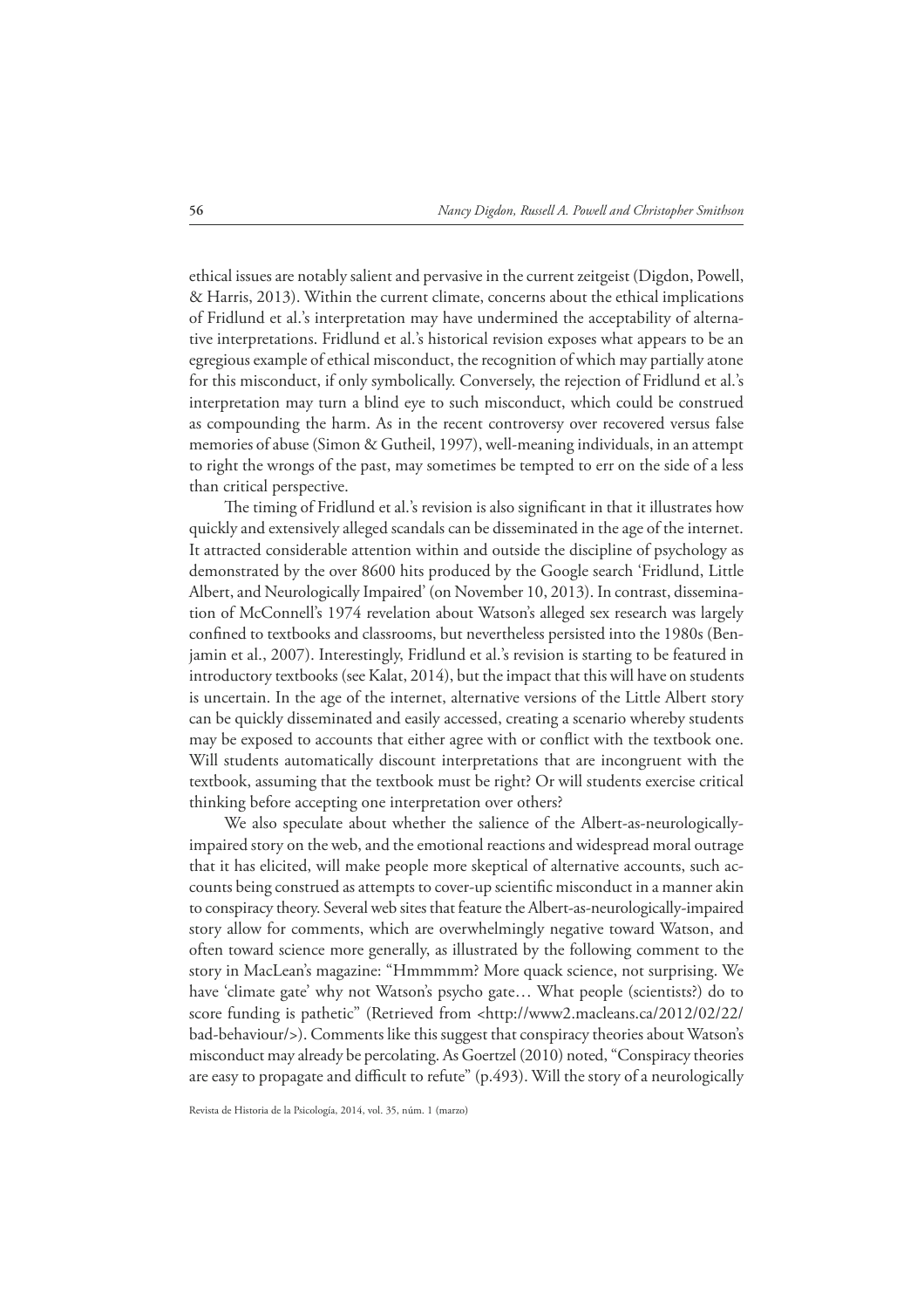ethical issues are notably salient and pervasive in the current zeitgeist (Digdon, Powell, & Harris, 2013). Within the current climate, concerns about the ethical implications of Fridlund et al.'s interpretation may have undermined the acceptability of alternative interpretations. Fridlund et al.'s historical revision exposes what appears to be an egregious example of ethical misconduct, the recognition of which may partially atone for this misconduct, if only symbolically. Conversely, the rejection of Fridlund et al.'s interpretation may turn a blind eye to such misconduct, which could be construed as compounding the harm. As in the recent controversy over recovered versus false memories of abuse (Simon & Gutheil, 1997), well-meaning individuals, in an attempt to right the wrongs of the past, may sometimes be tempted to err on the side of a less than critical perspective.

The timing of Fridlund et al.'s revision is also significant in that it illustrates how quickly and extensively alleged scandals can be disseminated in the age of the internet. It attracted considerable attention within and outside the discipline of psychology as demonstrated by the over 8600 hits produced by the Google search 'Fridlund, Little Albert, and Neurologically Impaired' (on November 10, 2013). In contrast, dissemination of McConnell's 1974 revelation about Watson's alleged sex research was largely confined to textbooks and classrooms, but nevertheless persisted into the 1980s (Benjamin et al., 2007). Interestingly, Fridlund et al.'s revision is starting to be featured in introductory textbooks (see Kalat, 2014), but the impact that this will have on students is uncertain. In the age of the internet, alternative versions of the Little Albert story can be quickly disseminated and easily accessed, creating a scenario whereby students may be exposed to accounts that either agree with or conflict with the textbook one. Will students automatically discount interpretations that are incongruent with the textbook, assuming that the textbook must be right? Or will students exercise critical thinking before accepting one interpretation over others?

We also speculate about whether the salience of the Albert-as-neurologically-impaired story on the web, and the emotional reactions and widespread moral outrage that it has elicited, will make people more skeptical of alternative accounts, such accounts being construed as attempts to cover-up scientific misconduct in a manner akin to conspiracy theory. Several web sites that feature the Albert-as-neurologically-impaired story allow for comments, which are overwhelmingly negative toward Watson, and often toward science more generally, as illustrated by the following comment to the story in MacLean's magazine: "Hmmmmm? More quack science, not surprising. We have 'climate gate' why not Watson's psycho gate… What people (scientists?) do to score funding is pathetic" (Retrieved from <http://www2.macleans.ca/2012/02/22/bad-behaviour/>). Comments like this suggest that conspiracy theories about Watson's misconduct may already be percolating. As Goertzel (2010) noted, "Conspiracy theories are easy to propagate and difficult to refute" (p.493). Will the story of a neurologically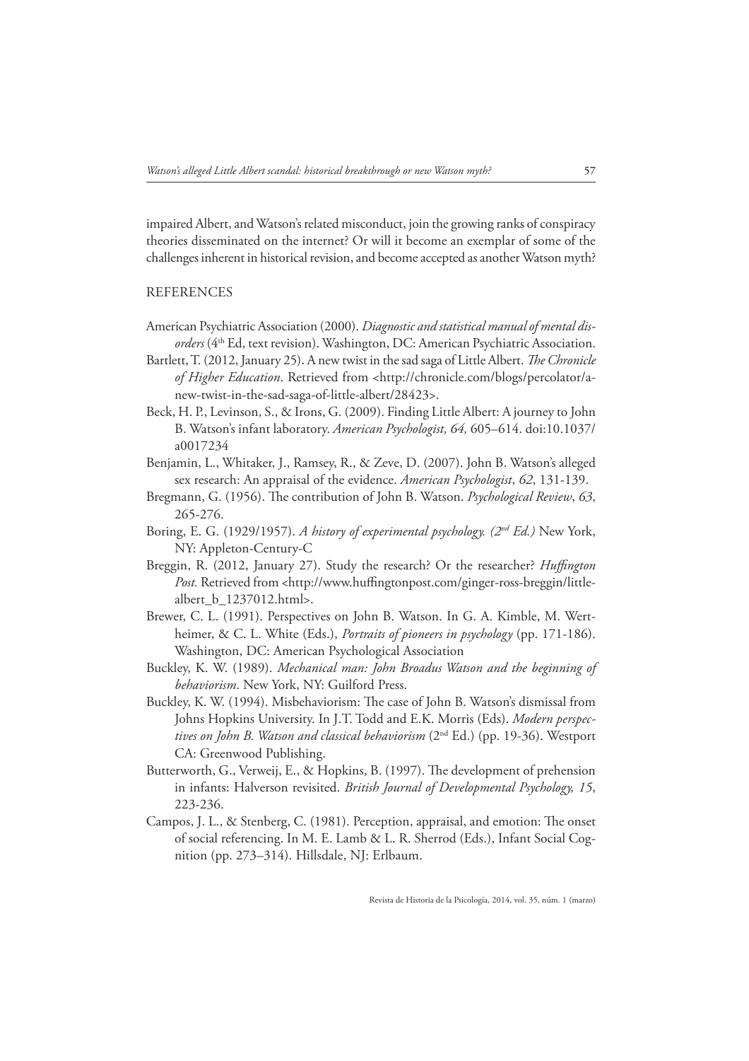impaired Albert, and Watson's related misconduct, join the growing ranks of conspiracy theories disseminated on the internet? Or will it become an exemplar of some of the challenges inherent in historical revision, and become accepted as another Watson myth?

## REFERENCES

American Psychiatric Association (2000). *Diagnostic and statistical manual of mental disorders* (4th Ed, text revision). Washington, DC: American Psychiatric Association.

Bartlett, T. (2012, January 25). A new twist in the sad saga of Little Albert. *The Chronicle of Higher Education*. Retrieved from <http://chronicle.com/blogs/percolator/a-new-twist-in-the-sad-saga-of-little-albert/28423>.

Beck, H. P., Levinson, S., & Irons, G. (2009). Finding Little Albert: A journey to John B. Watson's infant laboratory. *American Psychologist, 64,* 605–614. doi:10.1037/a0017234

Benjamin, L., Whitaker, J., Ramsey, R., & Zeve, D. (2007). John B. Watson's alleged sex research: An appraisal of the evidence. *American Psychologist*, *62*, 131-139.

Bregmann, G. (1956). The contribution of John B. Watson. *Psychological Review*, *63*, 265-276.

Boring, E. G. (1929/1957). *A history of experimental psychology. (2nd Ed.)* New York, NY: Appleton-Century-C

Breggin, R. (2012, January 27). Study the research? Or the researcher? *Huffington Post.* Retrieved from <http://www.huffingtonpost.com/ginger-ross-breggin/little-albert_b_1237012.html>.

Brewer, C. L. (1991). Perspectives on John B. Watson. In G. A. Kimble, M. Wertheimer, & C. L. White (Eds.), *Portraits of pioneers in psychology* (pp. 171-186). Washington, DC: American Psychological Association

Buckley, K. W. (1989). *Mechanical man: John Broadus Watson and the beginning of behaviorism*. New York, NY: Guilford Press.

Buckley, K. W. (1994). Misbehaviorism: The case of John B. Watson's dismissal from Johns Hopkins University. In J.T. Todd and E.K. Morris (Eds). *Modern perspectives on John B. Watson and classical behaviorism* (2nd Ed.) (pp. 19-36). Westport CA: Greenwood Publishing.

Butterworth, G., Verweij, E., & Hopkins, B. (1997). The development of prehension in infants: Halverson revisited. *British Journal of Developmental Psychology, 15*, 223-236.

Campos, J. L., & Stenberg, C. (1981). Perception, appraisal, and emotion: The onset of social referencing. In M. E. Lamb & L. R. Sherrod (Eds.), Infant Social Cognition (pp. 273–314). Hillsdale, NJ: Erlbaum.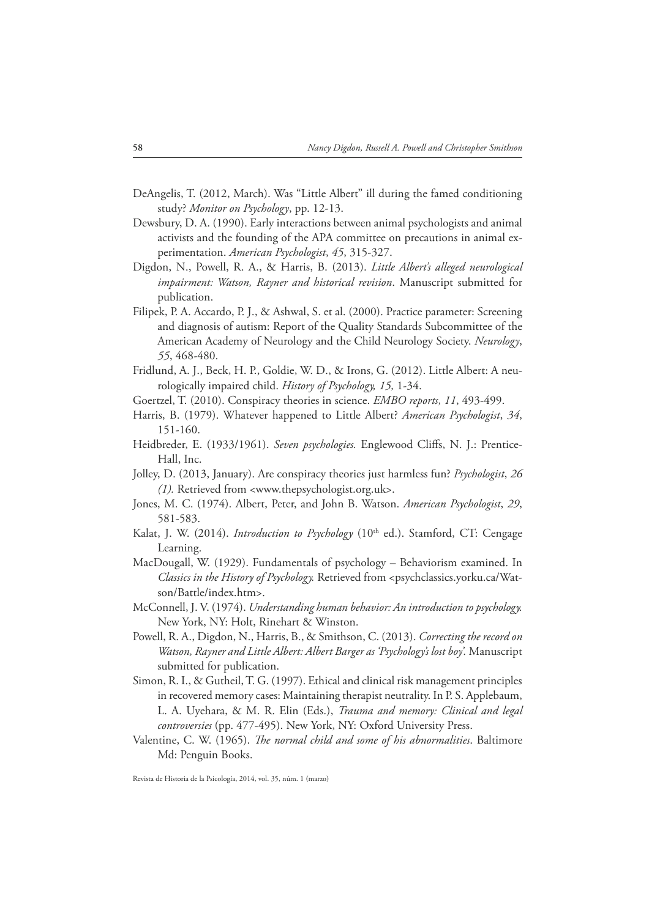DeAngelis, T. (2012, March). Was "Little Albert" ill during the famed conditioning study? *Monitor on Psychology*, pp. 12-13.

Dewsbury, D. A. (1990). Early interactions between animal psychologists and animal activists and the founding of the APA committee on precautions in animal experimentation. *American Psychologist*, *45*, 315-327.

Digdon, N., Powell, R. A., & Harris, B. (2013). *Little Albert's alleged neurological impairment: Watson, Rayner and historical revision*. Manuscript submitted for publication.

Filipek, P. A. Accardo, P. J., & Ashwal, S. et al. (2000). Practice parameter: Screening and diagnosis of autism: Report of the Quality Standards Subcommittee of the American Academy of Neurology and the Child Neurology Society. *Neurology*, *55*, 468-480.

Fridlund, A. J., Beck, H. P., Goldie, W. D., & Irons, G. (2012). Little Albert: A neurologically impaired child. *History of Psychology, 15,* 1-34.

Goertzel, T. (2010). Conspiracy theories in science. *EMBO reports*, *11*, 493-499.

Harris, B. (1979). Whatever happened to Little Albert? *American Psychologist*, *34*, 151-160.

Heidbreder, E. (1933/1961). *Seven psychologies.* Englewood Cliffs, N. J.: Prentice-Hall, Inc.

Jolley, D. (2013, January). Are conspiracy theories just harmless fun? *Psychologist*, *26 (1).* Retrieved from <www.thepsychologist.org.uk>.

Jones, M. C. (1974). Albert, Peter, and John B. Watson. *American Psychologist*, *29*, 581-583.

Kalat, J. W. (2014). *Introduction to Psychology* (10th ed.). Stamford, CT: Cengage Learning.

MacDougall, W. (1929). Fundamentals of psychology – Behaviorism examined. In *Classics in the History of Psychology.* Retrieved from <psychclassics.yorku.ca/Watson/Battle/index.htm>.

McConnell, J. V. (1974). *Understanding human behavior: An introduction to psychology.* New York, NY: Holt, Rinehart & Winston.

Powell, R. A., Digdon, N., Harris, B., & Smithson, C. (2013). *Correcting the record on Watson, Rayner and Little Albert: Albert Barger as 'Psychology's lost boy'.* Manuscript submitted for publication.

Simon, R. I., & Gutheil, T. G. (1997). Ethical and clinical risk management principles in recovered memory cases: Maintaining therapist neutrality. In P. S. Applebaum, L. A. Uyehara, & M. R. Elin (Eds.), *Trauma and memory: Clinical and legal controversies* (pp. 477-495). New York, NY: Oxford University Press.

Valentine, C. W. (1965). *The normal child and some of his abnormalities*. Baltimore Md: Penguin Books.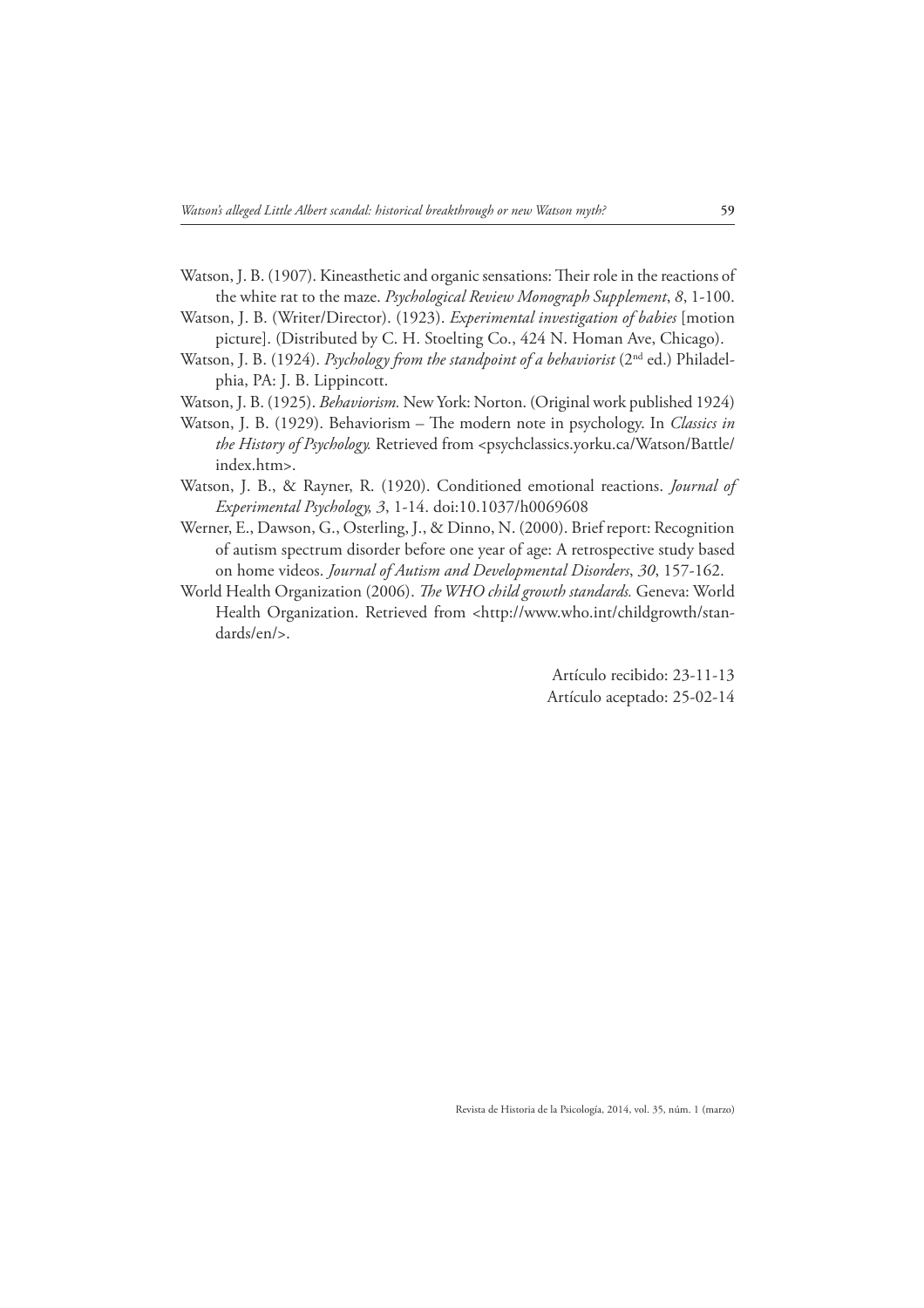Watson, J. B. (1907). Kineasthetic and organic sensations: Their role in the reactions of the white rat to the maze. *Psychological Review Monograph Supplement*, *8*, 1-100.

Watson, J. B. (Writer/Director). (1923). *Experimental investigation of babies* [motion picture]. (Distributed by C. H. Stoelting Co., 424 N. Homan Ave, Chicago).

Watson, J. B. (1924). *Psychology from the standpoint of a behaviorist* (2nd ed.) Philadelphia, PA: J. B. Lippincott.

Watson, J. B. (1925). *Behaviorism.* New York: Norton. (Original work published 1924)

Watson, J. B. (1929). Behaviorism – The modern note in psychology. In *Classics in the History of Psychology.* Retrieved from <psychclassics.yorku.ca/Watson/Battle/index.htm>.

Watson, J. B., & Rayner, R. (1920). Conditioned emotional reactions. *Journal of Experimental Psychology, 3*, 1-14. doi:10.1037/h0069608

Werner, E., Dawson, G., Osterling, J., & Dinno, N. (2000). Brief report: Recognition of autism spectrum disorder before one year of age: A retrospective study based on home videos. *Journal of Autism and Developmental Disorders*, *30*, 157-162.

World Health Organization (2006). *The WHO child growth standards.* Geneva: World Health Organization. Retrieved from <http://www.who.int/childgrowth/standards/en/>.

Artículo recibido: 23-11-13
Artículo aceptado: 25-02-14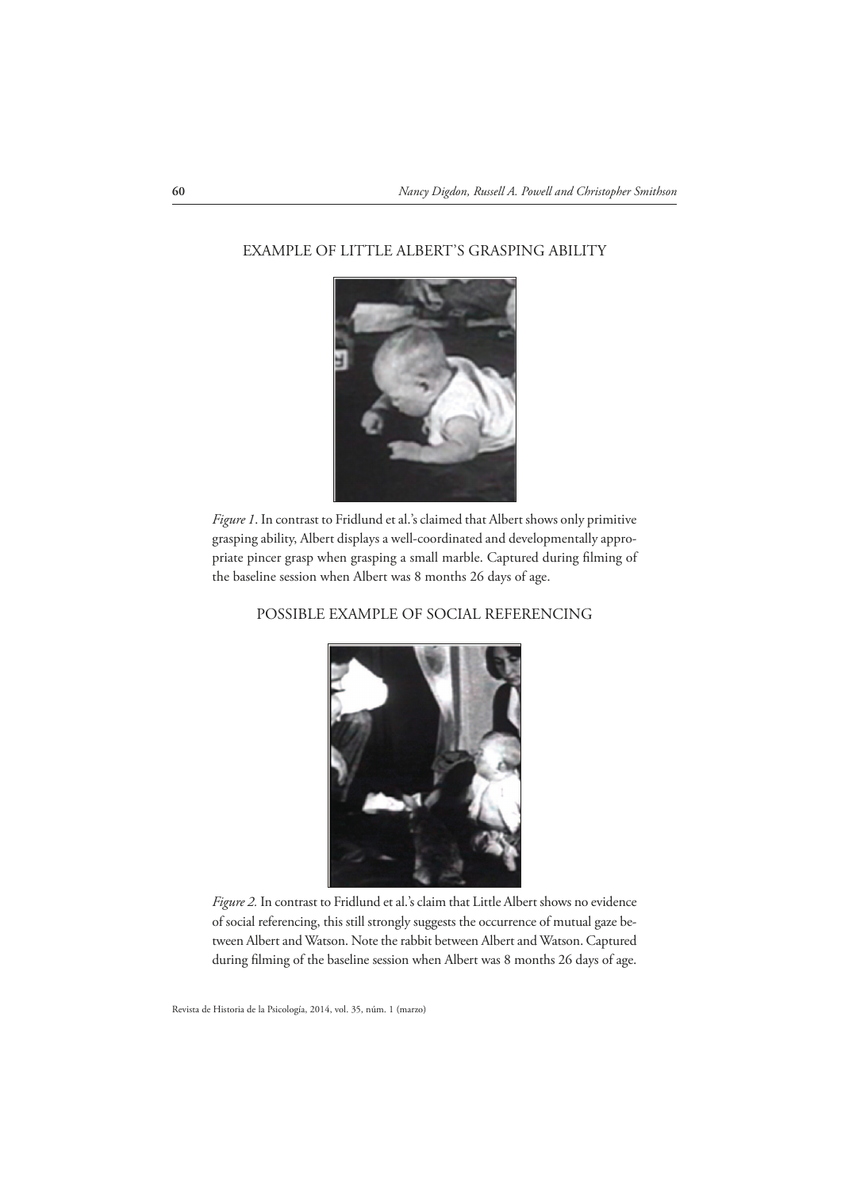EXAMPLE OF LITTLE ALBERT'S GRASPING ABILITY

*Figure 1*. In contrast to Fridlund et al.'s claimed that Albert shows only primitive grasping ability, Albert displays a well-coordinated and developmentally appropriate pincer grasp when grasping a small marble. Captured during filming of the baseline session when Albert was 8 months 26 days of age.

POSSIBLE EXAMPLE OF SOCIAL REFERENCING

*Figure 2.* In contrast to Fridlund et al.'s claim that Little Albert shows no evidence of social referencing, this still strongly suggests the occurrence of mutual gaze between Albert and Watson. Note the rabbit between Albert and Watson. Captured during filming of the baseline session when Albert was 8 months 26 days of age.